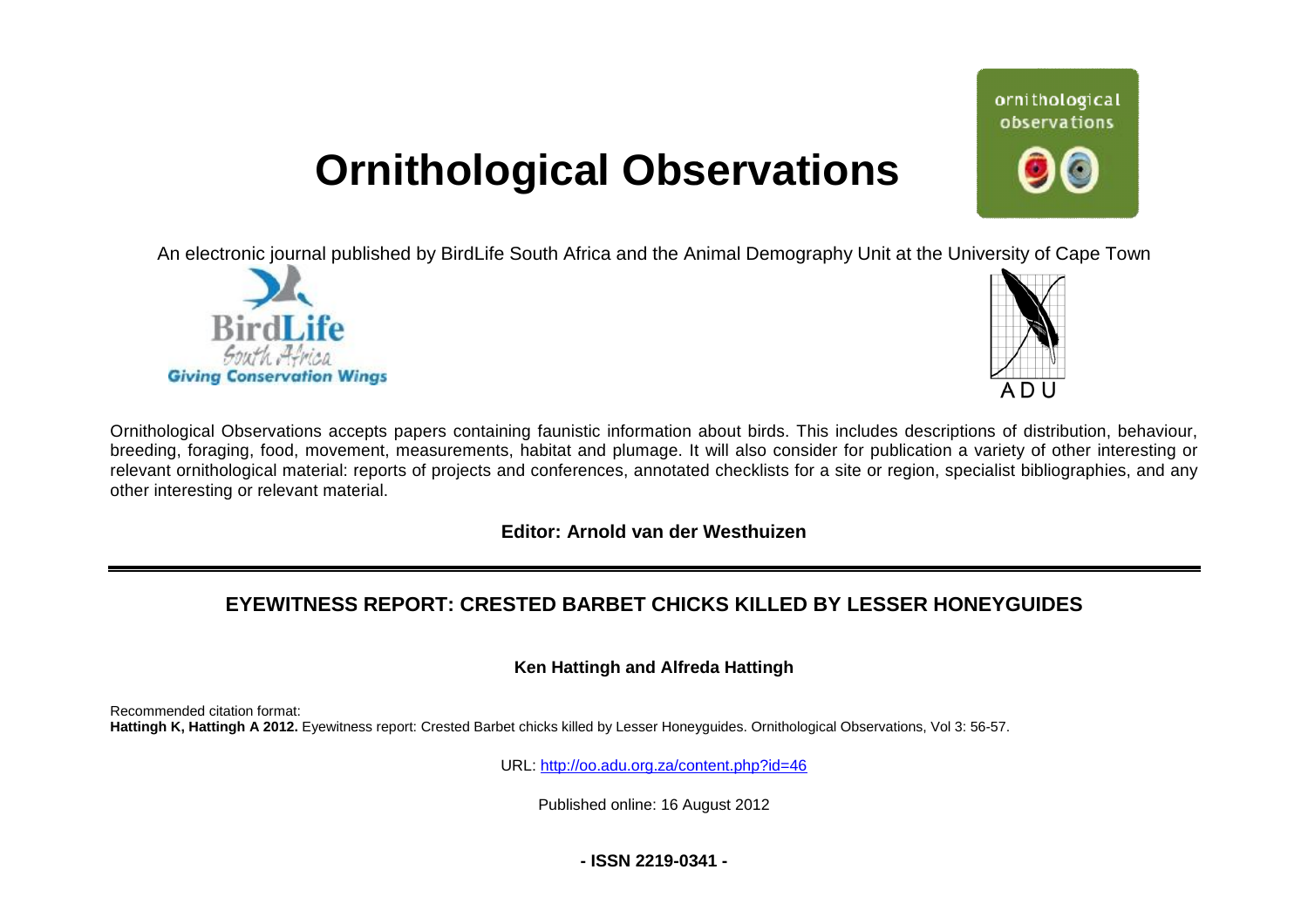# Ornithological Observations

An electronic journal published by BirdLife South Africa and the Animal Demography Unit at the University of Cape Town

Ornithological Observations accepts papers containing faunistic information about birds. This includes descriptions of distribution, behaviour, breeding, foraging, food, movement, measurements, habitat and plumage. It will also consider for publication a variety of other interesting or relevant ornithological material: reports of projects and conferences, annotated checklists for a site or region, specialist bibliographies, and any other interesting or relevant material.

**Editor: Arnold van der Westhuizen**

---

## EYEWITNESS REPORT: CRESTED BARBET CHICKS KILLED BY LESSER HONEYGUIDES

**Ken Hattingh and Alfreda Hattingh**

Recommended citation format:
**Hattingh K, Hattingh A 2012.** Eyewitness report: Crested Barbet chicks killed by Lesser Honeyguides. Ornithological Observations, Vol 3: 56-57.

URL: http://oo.adu.org.za/content.php?id=46

Published online: 16 August 2012

**- ISSN 2219-0341 -**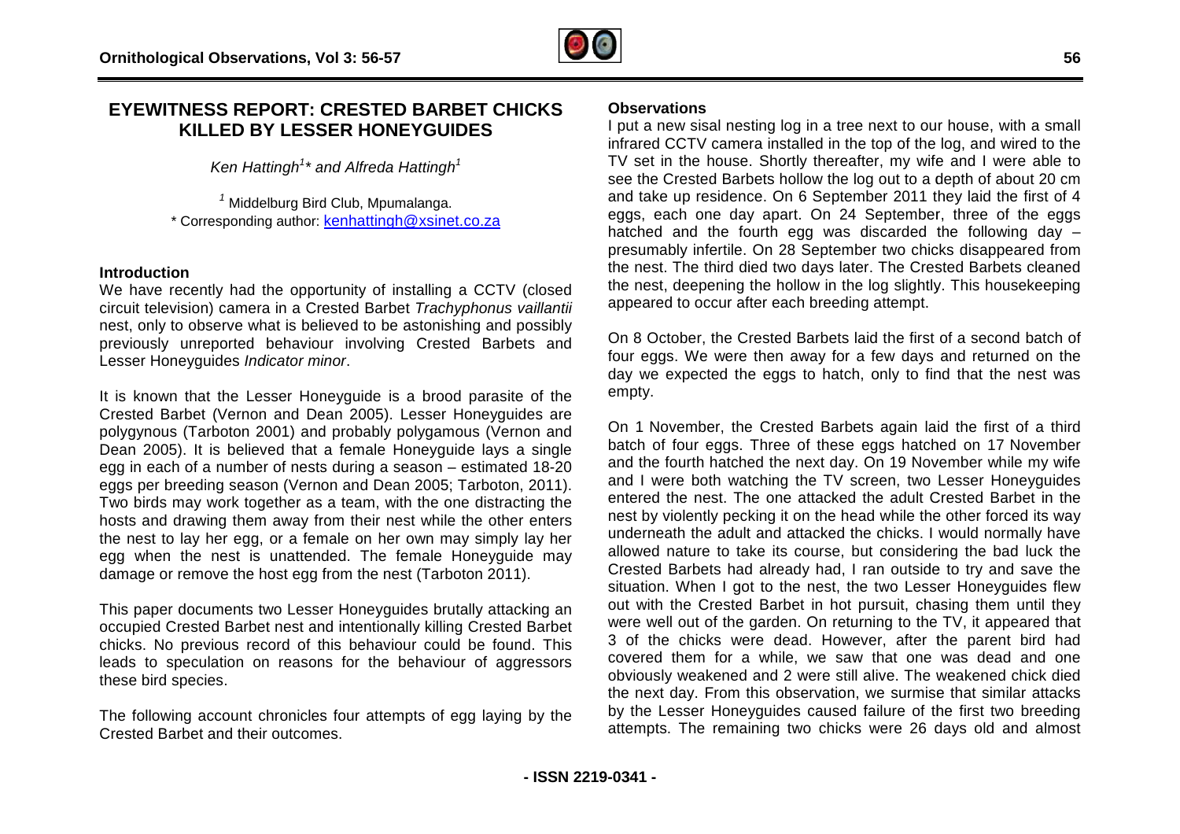# EYEWITNESS REPORT: CRESTED BARBET CHICKS KILLED BY LESSER HONEYGUIDES

*Ken Hattingh[1]\* and Alfreda Hattingh[1]*

[1] Middelburg Bird Club, Mpumalanga.

\* Corresponding author: kenhattingh@xsinet.co.za

## Introduction

We have recently had the opportunity of installing a CCTV (closed circuit television) camera in a Crested Barbet *Trachyphonus vaillantii* nest, only to observe what is believed to be astonishing and possibly previously unreported behaviour involving Crested Barbets and Lesser Honeyguides *Indicator minor*.

It is known that the Lesser Honeyguide is a brood parasite of the Crested Barbet (Vernon and Dean 2005). Lesser Honeyguides are polygynous (Tarboton 2001) and probably polygamous (Vernon and Dean 2005). It is believed that a female Honeyguide lays a single egg in each of a number of nests during a season – estimated 18-20 eggs per breeding season (Vernon and Dean 2005; Tarboton, 2011). Two birds may work together as a team, with the one distracting the hosts and drawing them away from their nest while the other enters the nest to lay her egg, or a female on her own may simply lay her egg when the nest is unattended. The female Honeyguide may damage or remove the host egg from the nest (Tarboton 2011).

This paper documents two Lesser Honeyguides brutally attacking an occupied Crested Barbet nest and intentionally killing Crested Barbet chicks. No previous record of this behaviour could be found. This leads to speculation on reasons for the behaviour of aggressors these bird species.

The following account chronicles four attempts of egg laying by the Crested Barbet and their outcomes.

## Observations

I put a new sisal nesting log in a tree next to our house, with a small infrared CCTV camera installed in the top of the log, and wired to the TV set in the house. Shortly thereafter, my wife and I were able to see the Crested Barbets hollow the log out to a depth of about 20 cm and take up residence. On 6 September 2011 they laid the first of 4 eggs, each one day apart. On 24 September, three of the eggs hatched and the fourth egg was discarded the following day – presumably infertile. On 28 September two chicks disappeared from the nest. The third died two days later. The Crested Barbets cleaned the nest, deepening the hollow in the log slightly. This housekeeping appeared to occur after each breeding attempt.

On 8 October, the Crested Barbets laid the first of a second batch of four eggs. We were then away for a few days and returned on the day we expected the eggs to hatch, only to find that the nest was empty.

On 1 November, the Crested Barbets again laid the first of a third batch of four eggs. Three of these eggs hatched on 17 November and the fourth hatched the next day. On 19 November while my wife and I were both watching the TV screen, two Lesser Honeyguides entered the nest. The one attacked the adult Crested Barbet in the nest by violently pecking it on the head while the other forced its way underneath the adult and attacked the chicks. I would normally have allowed nature to take its course, but considering the bad luck the Crested Barbets had already had, I ran outside to try and save the situation. When I got to the nest, the two Lesser Honeyguides flew out with the Crested Barbet in hot pursuit, chasing them until they were well out of the garden. On returning to the TV, it appeared that 3 of the chicks were dead. However, after the parent bird had covered them for a while, we saw that one was dead and one obviously weakened and 2 were still alive. The weakened chick died the next day. From this observation, we surmise that similar attacks by the Lesser Honeyguides caused failure of the first two breeding attempts. The remaining two chicks were 26 days old and almost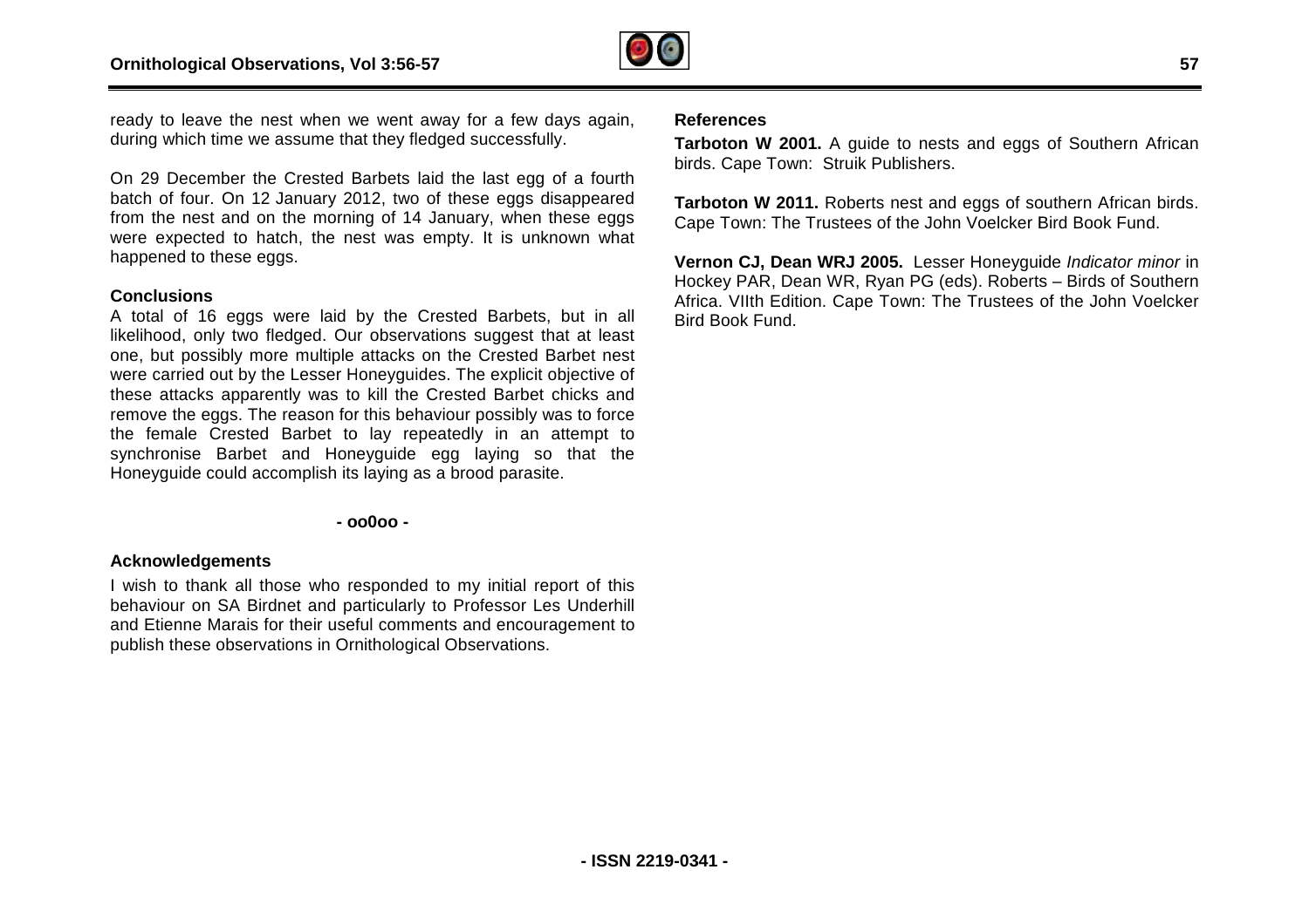ready to leave the nest when we went away for a few days again, during which time we assume that they fledged successfully.

On 29 December the Crested Barbets laid the last egg of a fourth batch of four. On 12 January 2012, two of these eggs disappeared from the nest and on the morning of 14 January, when these eggs were expected to hatch, the nest was empty. It is unknown what happened to these eggs.

### Conclusions

A total of 16 eggs were laid by the Crested Barbets, but in all likelihood, only two fledged. Our observations suggest that at least one, but possibly more multiple attacks on the Crested Barbet nest were carried out by the Lesser Honeyguides. The explicit objective of these attacks apparently was to kill the Crested Barbet chicks and remove the eggs. The reason for this behaviour possibly was to force the female Crested Barbet to lay repeatedly in an attempt to synchronise Barbet and Honeyguide egg laying so that the Honeyguide could accomplish its laying as a brood parasite.

**- oo0oo -**

### Acknowledgements

I wish to thank all those who responded to my initial report of this behaviour on SA Birdnet and particularly to Professor Les Underhill and Etienne Marais for their useful comments and encouragement to publish these observations in Ornithological Observations.

### References

**Tarboton W 2001.** A guide to nests and eggs of Southern African birds. Cape Town: Struik Publishers.

**Tarboton W 2011.** Roberts nest and eggs of southern African birds. Cape Town: The Trustees of the John Voelcker Bird Book Fund.

**Vernon CJ, Dean WRJ 2005.** Lesser Honeyguide *Indicator minor* in Hockey PAR, Dean WR, Ryan PG (eds). Roberts – Birds of Southern Africa. VIIth Edition. Cape Town: The Trustees of the John Voelcker Bird Book Fund.